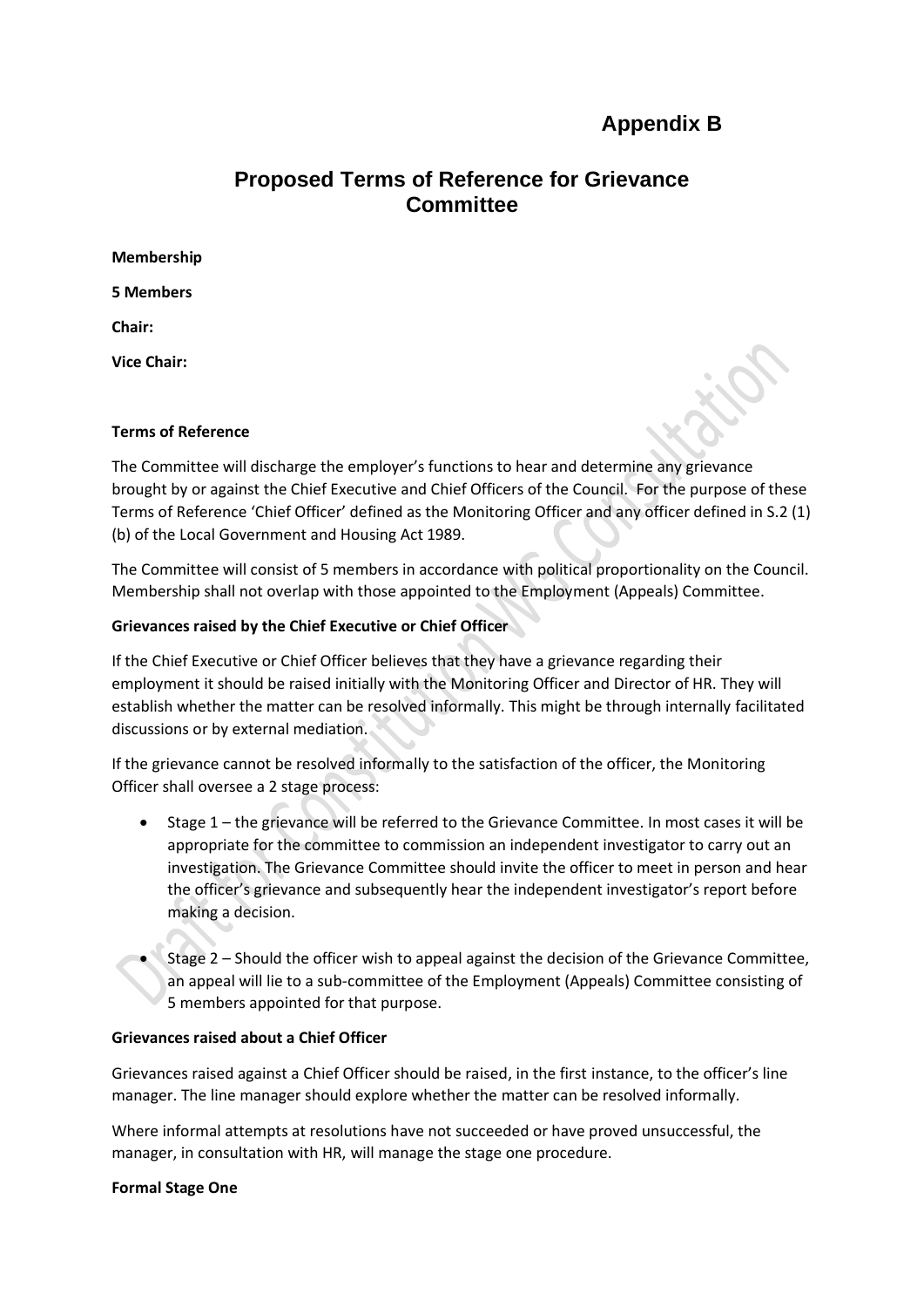# Appendix B

## Proposed Terms of Reference for Grievance Committee

**Membership**

**5 Members**

**Chair:**

**Vice Chair:**

**Terms of Reference**

The Committee will discharge the employer's functions to hear and determine any grievance brought by or against the Chief Executive and Chief Officers of the Council. For the purpose of these Terms of Reference 'Chief Officer' defined as the Monitoring Officer and any officer defined in S.2 (1) (b) of the Local Government and Housing Act 1989.

The Committee will consist of 5 members in accordance with political proportionality on the Council. Membership shall not overlap with those appointed to the Employment (Appeals) Committee.

**Grievances raised by the Chief Executive or Chief Officer**

If the Chief Executive or Chief Officer believes that they have a grievance regarding their employment it should be raised initially with the Monitoring Officer and Director of HR. They will establish whether the matter can be resolved informally. This might be through internally facilitated discussions or by external mediation.

If the grievance cannot be resolved informally to the satisfaction of the officer, the Monitoring Officer shall oversee a 2 stage process:

- Stage 1 – the grievance will be referred to the Grievance Committee. In most cases it will be appropriate for the committee to commission an independent investigator to carry out an investigation. The Grievance Committee should invite the officer to meet in person and hear the officer's grievance and subsequently hear the independent investigator's report before making a decision.
- Stage 2 – Should the officer wish to appeal against the decision of the Grievance Committee, an appeal will lie to a sub-committee of the Employment (Appeals) Committee consisting of 5 members appointed for that purpose.

**Grievances raised about a Chief Officer**

Grievances raised against a Chief Officer should be raised, in the first instance, to the officer's line manager. The line manager should explore whether the matter can be resolved informally.

Where informal attempts at resolutions have not succeeded or have proved unsuccessful, the manager, in consultation with HR, will manage the stage one procedure.

**Formal Stage One**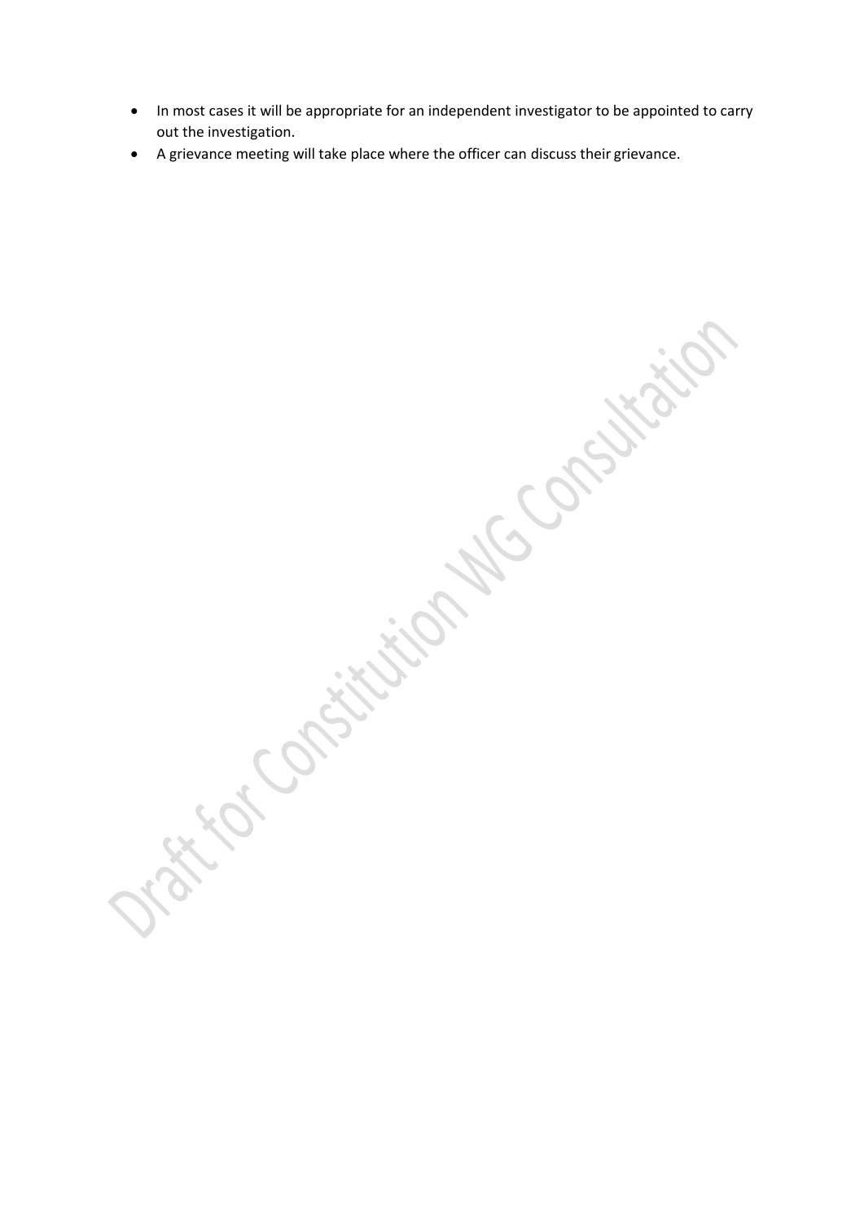- In most cases it will be appropriate for an independent investigator to be appointed to carry out the investigation.
- A grievance meeting will take place where the officer can discuss their grievance.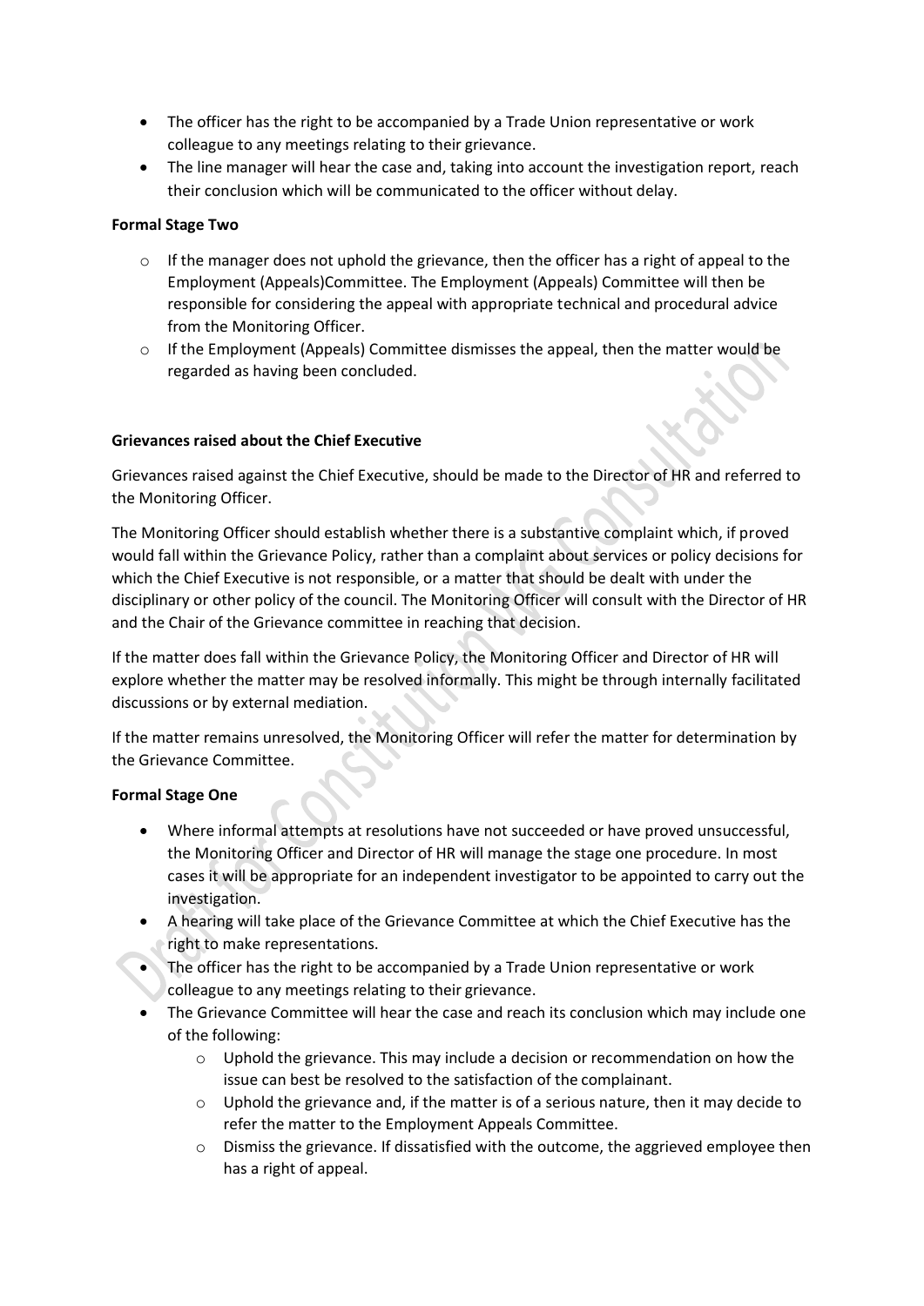- The officer has the right to be accompanied by a Trade Union representative or work colleague to any meetings relating to their grievance.
- The line manager will hear the case and, taking into account the investigation report, reach their conclusion which will be communicated to the officer without delay.

**Formal Stage Two**

- If the manager does not uphold the grievance, then the officer has a right of appeal to the Employment (Appeals)Committee. The Employment (Appeals) Committee will then be responsible for considering the appeal with appropriate technical and procedural advice from the Monitoring Officer.
- If the Employment (Appeals) Committee dismisses the appeal, then the matter would be regarded as having been concluded.

**Grievances raised about the Chief Executive**

Grievances raised against the Chief Executive, should be made to the Director of HR and referred to the Monitoring Officer.

The Monitoring Officer should establish whether there is a substantive complaint which, if proved would fall within the Grievance Policy, rather than a complaint about services or policy decisions for which the Chief Executive is not responsible, or a matter that should be dealt with under the disciplinary or other policy of the council. The Monitoring Officer will consult with the Director of HR and the Chair of the Grievance committee in reaching that decision.

If the matter does fall within the Grievance Policy, the Monitoring Officer and Director of HR will explore whether the matter may be resolved informally. This might be through internally facilitated discussions or by external mediation.

If the matter remains unresolved, the Monitoring Officer will refer the matter for determination by the Grievance Committee.

**Formal Stage One**

- Where informal attempts at resolutions have not succeeded or have proved unsuccessful, the Monitoring Officer and Director of HR will manage the stage one procedure. In most cases it will be appropriate for an independent investigator to be appointed to carry out the investigation.
- A hearing will take place of the Grievance Committee at which the Chief Executive has the right to make representations.
- The officer has the right to be accompanied by a Trade Union representative or work colleague to any meetings relating to their grievance.
- The Grievance Committee will hear the case and reach its conclusion which may include one of the following:
  - Uphold the grievance. This may include a decision or recommendation on how the issue can best be resolved to the satisfaction of the complainant.
  - Uphold the grievance and, if the matter is of a serious nature, then it may decide to refer the matter to the Employment Appeals Committee.
  - Dismiss the grievance. If dissatisfied with the outcome, the aggrieved employee then has a right of appeal.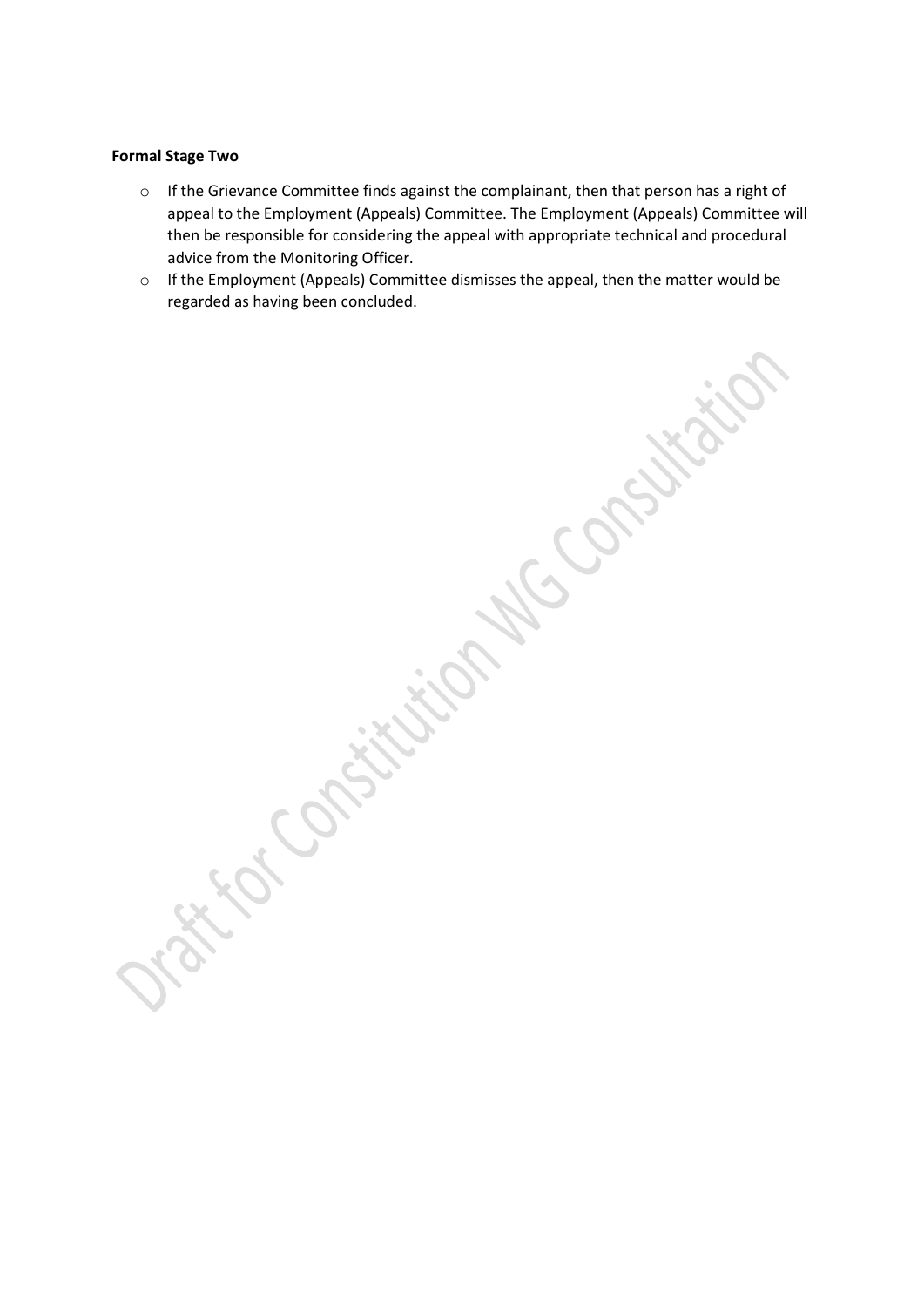**Formal Stage Two**

- If the Grievance Committee finds against the complainant, then that person has a right of appeal to the Employment (Appeals) Committee. The Employment (Appeals) Committee will then be responsible for considering the appeal with appropriate technical and procedural advice from the Monitoring Officer.
- If the Employment (Appeals) Committee dismisses the appeal, then the matter would be regarded as having been concluded.